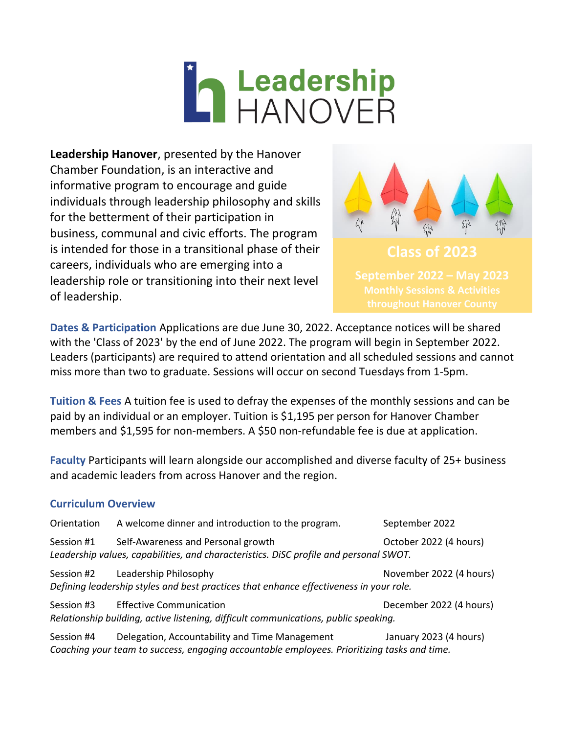# Leadership HANOVER

**Leadership Hanover**, presented by the Hanover Chamber Foundation, is an interactive and informative program to encourage and guide individuals through leadership philosophy and skills for the betterment of their participation in business, communal and civic efforts. The program is intended for those in a transitional phase of their careers, individuals who are emerging into a leadership role or transitioning into their next level of leadership.

**Class of 2023**

**September 2022 – May 2023**
**Monthly Sessions & Activities throughout Hanover County**

**Dates & Participation** Applications are due June 30, 2022. Acceptance notices will be shared with the 'Class of 2023' by the end of June 2022. The program will begin in September 2022. Leaders (participants) are required to attend orientation and all scheduled sessions and cannot miss more than two to graduate. Sessions will occur on second Tuesdays from 1-5pm.

**Tuition & Fees** A tuition fee is used to defray the expenses of the monthly sessions and can be paid by an individual or an employer. Tuition is $1,195 per person for Hanover Chamber members and $1,595 for non-members. A $50 non-refundable fee is due at application.

**Faculty** Participants will learn alongside our accomplished and diverse faculty of 25+ business and academic leaders from across Hanover and the region.

## Curriculum Overview

Orientation — A welcome dinner and introduction to the program. — September 2022

Session #1 — Self-Awareness and Personal growth — October 2022 (4 hours)
*Leadership values, capabilities, and characteristics. DiSC profile and personal SWOT.*

Session #2 — Leadership Philosophy — November 2022 (4 hours)
*Defining leadership styles and best practices that enhance effectiveness in your role.*

Session #3 — Effective Communication — December 2022 (4 hours)
*Relationship building, active listening, difficult communications, public speaking.*

Session #4 — Delegation, Accountability and Time Management — January 2023 (4 hours)
*Coaching your team to success, engaging accountable employees. Prioritizing tasks and time.*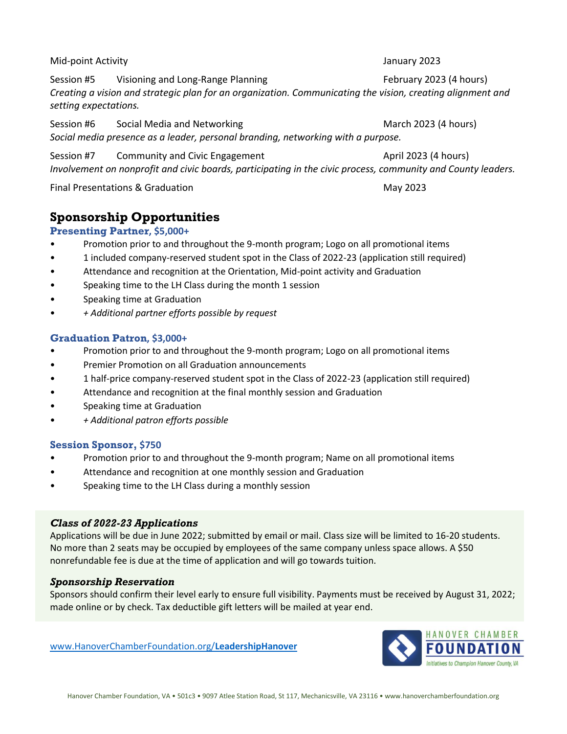Mid-point Activity January 2023

Session #5 Visioning and Long-Range Planning February 2023 (4 hours)
*Creating a vision and strategic plan for an organization. Communicating the vision, creating alignment and setting expectations.*

Session #6 Social Media and Networking March 2023 (4 hours)
*Social media presence as a leader, personal branding, networking with a purpose.*

Session #7 Community and Civic Engagement April 2023 (4 hours)
*Involvement on nonprofit and civic boards, participating in the civic process, community and County leaders.*

Final Presentations & Graduation May 2023

## Sponsorship Opportunities

### Presenting Partner, $5,000+

- Promotion prior to and throughout the 9-month program; Logo on all promotional items
- 1 included company-reserved student spot in the Class of 2022-23 (application still required)
- Attendance and recognition at the Orientation, Mid-point activity and Graduation
- Speaking time to the LH Class during the month 1 session
- Speaking time at Graduation
- *+ Additional partner efforts possible by request*

### Graduation Patron, $3,000+

- Promotion prior to and throughout the 9-month program; Logo on all promotional items
- Premier Promotion on all Graduation announcements
- 1 half-price company-reserved student spot in the Class of 2022-23 (application still required)
- Attendance and recognition at the final monthly session and Graduation
- Speaking time at Graduation
- *+ Additional patron efforts possible*

### Session Sponsor, $750

- Promotion prior to and throughout the 9-month program; Name on all promotional items
- Attendance and recognition at one monthly session and Graduation
- Speaking time to the LH Class during a monthly session

### *Class of 2022-23 Applications*

Applications will be due in June 2022; submitted by email or mail. Class size will be limited to 16-20 students. No more than 2 seats may be occupied by employees of the same company unless space allows. A $50 nonrefundable fee is due at the time of application and will go towards tuition.

### *Sponsorship Reservation*

Sponsors should confirm their level early to ensure full visibility. Payments must be received by August 31, 2022; made online or by check. Tax deductible gift letters will be mailed at year end.

www.HanoverChamberFoundation.org/**LeadershipHanover**

HANOVER CHAMBER FOUNDATION
Initiatives to Champion Hanover County, VA

Hanover Chamber Foundation, VA • 501c3 • 9097 Atlee Station Road, St 117, Mechanicsville, VA 23116 • www.hanoverchamberfoundation.org